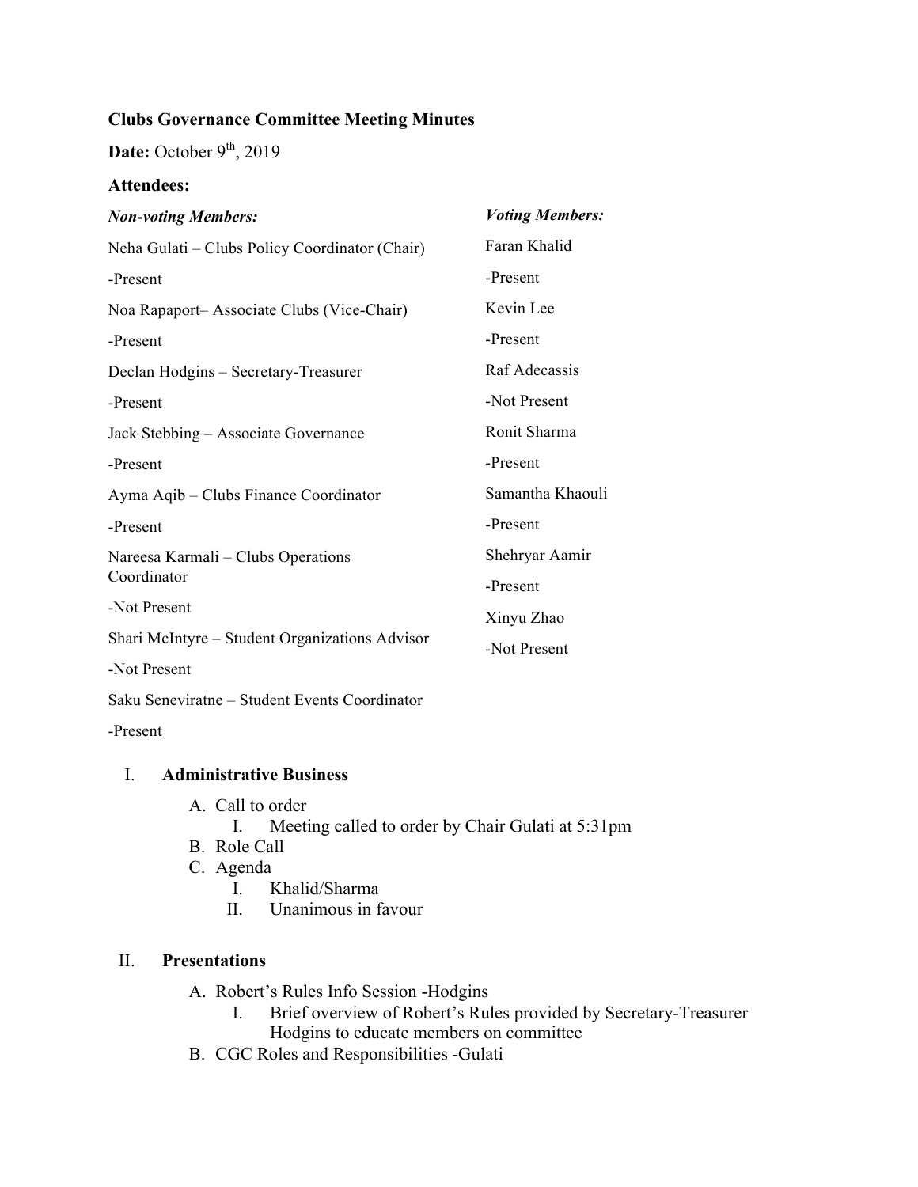**Clubs Governance Committee Meeting Minutes**

**Date:** October 9th, 2019

**Attendees:**

***Non-voting Members:***

Neha Gulati – Clubs Policy Coordinator (Chair)

-Present

Noa Rapaport– Associate Clubs (Vice-Chair)

-Present

Declan Hodgins – Secretary-Treasurer

-Present

Jack Stebbing – Associate Governance

-Present

Ayma Aqib – Clubs Finance Coordinator

-Present

Nareesa Karmali – Clubs Operations Coordinator

-Not Present

Shari McIntyre – Student Organizations Advisor

-Not Present

Saku Seneviratne – Student Events Coordinator

-Present

***Voting Members:***

Faran Khalid

-Present

Kevin Lee

-Present

Raf Adecassis

-Not Present

Ronit Sharma

-Present

Samantha Khaouli

-Present

Shehryar Aamir

-Present

Xinyu Zhao

-Not Present

I. **Administrative Business**

   A. Call to order
      I. Meeting called to order by Chair Gulati at 5:31pm
   B. Role Call
   C. Agenda
      I. Khalid/Sharma
      II. Unanimous in favour

II. **Presentations**

   A. Robert's Rules Info Session -Hodgins
      I. Brief overview of Robert's Rules provided by Secretary-Treasurer Hodgins to educate members on committee
   B. CGC Roles and Responsibilities -Gulati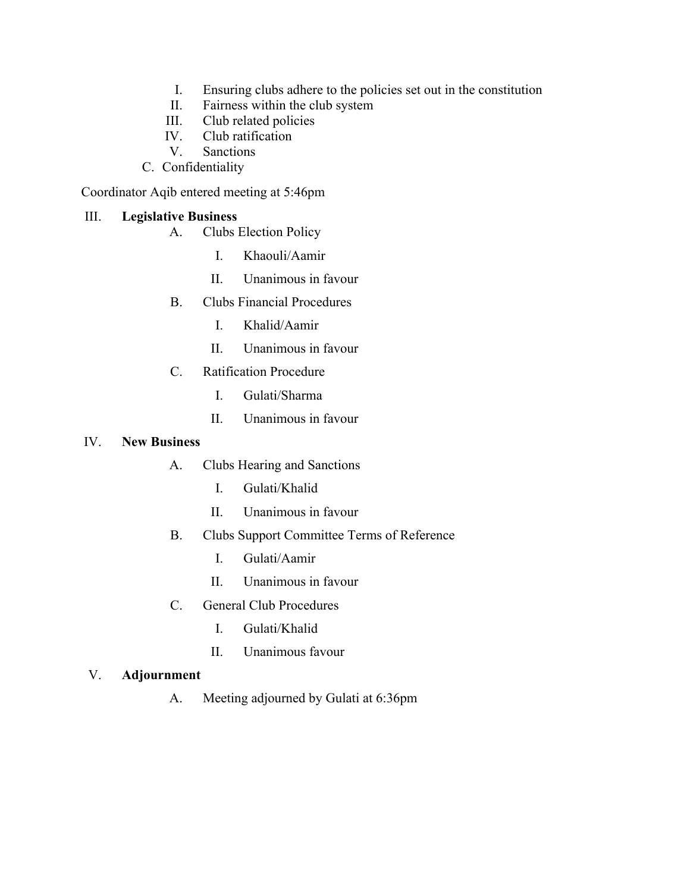- I. Ensuring clubs adhere to the policies set out in the constitution
   - II. Fairness within the club system
   - III. Club related policies
   - IV. Club ratification
   - V. Sanctions
- C. Confidentiality

Coordinator Aqib entered meeting at 5:46pm

III. **Legislative Business**

- A. Clubs Election Policy
   - I. Khaouli/Aamir
   - II. Unanimous in favour
- B. Clubs Financial Procedures
   - I. Khalid/Aamir
   - II. Unanimous in favour
- C. Ratification Procedure
   - I. Gulati/Sharma
   - II. Unanimous in favour

IV. **New Business**

- A. Clubs Hearing and Sanctions
   - I. Gulati/Khalid
   - II. Unanimous in favour
- B. Clubs Support Committee Terms of Reference
   - I. Gulati/Aamir
   - II. Unanimous in favour
- C. General Club Procedures
   - I. Gulati/Khalid
   - II. Unanimous favour

V. **Adjournment**

- A. Meeting adjourned by Gulati at 6:36pm